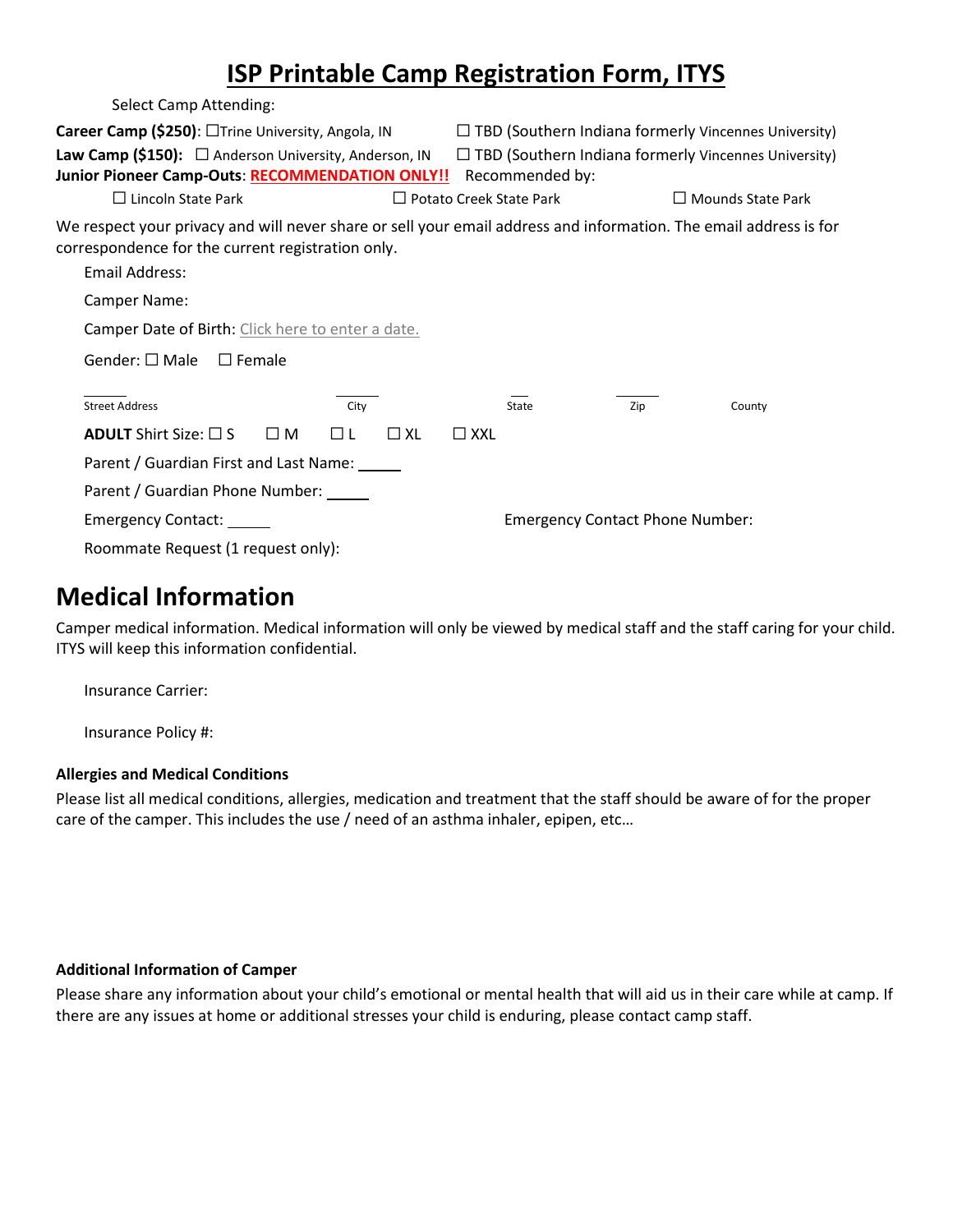# ISP Printable Camp Registration Form, ITYS

Select Camp Attending:

**Career Camp ($250)**: ☐Trine University, Angola, IN ☐ TBD (Southern Indiana formerly Vincennes University)

**Law Camp ($150):** ☐ Anderson University, Anderson, IN ☐ TBD (Southern Indiana formerly Vincennes University)

**Junior Pioneer Camp-Outs**: **RECOMMENDATION ONLY!!** Recommended by:

☐ Lincoln State Park ☐ Potato Creek State Park ☐ Mounds State Park

We respect your privacy and will never share or sell your email address and information. The email address is for correspondence for the current registration only.

Email Address:

Camper Name:

Camper Date of Birth: Click here to enter a date.

Gender: ☐ Male ☐ Female

Street Address City State Zip County

**ADULT** Shirt Size: ☐ S ☐ M ☐ L ☐ XL ☐ XXL

Parent / Guardian First and Last Name:

Parent / Guardian Phone Number:

Emergency Contact: Emergency Contact Phone Number:

Roommate Request (1 request only):

# Medical Information

Camper medical information. Medical information will only be viewed by medical staff and the staff caring for your child. ITYS will keep this information confidential.

Insurance Carrier:

Insurance Policy #:

### Allergies and Medical Conditions

Please list all medical conditions, allergies, medication and treatment that the staff should be aware of for the proper care of the camper. This includes the use / need of an asthma inhaler, epipen, etc…

### Additional Information of Camper

Please share any information about your child's emotional or mental health that will aid us in their care while at camp. If there are any issues at home or additional stresses your child is enduring, please contact camp staff.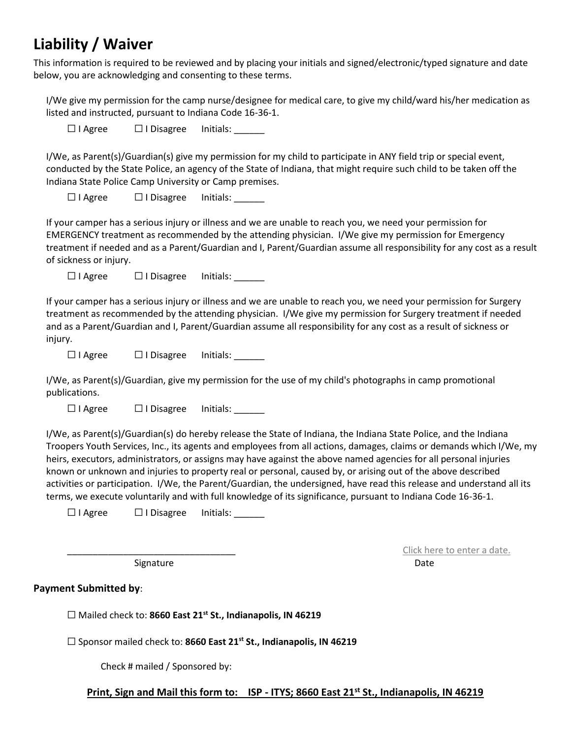# Liability / Waiver

This information is required to be reviewed and by placing your initials and signed/electronic/typed signature and date below, you are acknowledging and consenting to these terms.

I/We give my permission for the camp nurse/designee for medical care, to give my child/ward his/her medication as listed and instructed, pursuant to Indiana Code 16-36-1.

☐ I Agree ☐ I Disagree Initials: ______

I/We, as Parent(s)/Guardian(s) give my permission for my child to participate in ANY field trip or special event, conducted by the State Police, an agency of the State of Indiana, that might require such child to be taken off the Indiana State Police Camp University or Camp premises.

☐ I Agree ☐ I Disagree Initials: ______

If your camper has a serious injury or illness and we are unable to reach you, we need your permission for EMERGENCY treatment as recommended by the attending physician. I/We give my permission for Emergency treatment if needed and as a Parent/Guardian and I, Parent/Guardian assume all responsibility for any cost as a result of sickness or injury.

☐ I Agree ☐ I Disagree Initials: ______

If your camper has a serious injury or illness and we are unable to reach you, we need your permission for Surgery treatment as recommended by the attending physician. I/We give my permission for Surgery treatment if needed and as a Parent/Guardian and I, Parent/Guardian assume all responsibility for any cost as a result of sickness or injury.

☐ I Agree ☐ I Disagree Initials: ______

I/We, as Parent(s)/Guardian, give my permission for the use of my child's photographs in camp promotional publications.

☐ I Agree ☐ I Disagree Initials: ______

I/We, as Parent(s)/Guardian(s) do hereby release the State of Indiana, the Indiana State Police, and the Indiana Troopers Youth Services, Inc., its agents and employees from all actions, damages, claims or demands which I/We, my heirs, executors, administrators, or assigns may have against the above named agencies for all personal injuries known or unknown and injuries to property real or personal, caused by, or arising out of the above described activities or participation. I/We, the Parent/Guardian, the undersigned, have read this release and understand all its terms, we execute voluntarily and with full knowledge of its significance, pursuant to Indiana Code 16-36-1.

☐ I Agree ☐ I Disagree Initials: ______

________________________________ Click here to enter a date.

Signature Date

**Payment Submitted by**:

☐ Mailed check to: **8660 East 21st St., Indianapolis, IN 46219**

☐ Sponsor mailed check to: **8660 East 21st St., Indianapolis, IN 46219**

Check # mailed / Sponsored by:

**Print, Sign and Mail this form to: ISP - ITYS; 8660 East 21st St., Indianapolis, IN 46219**